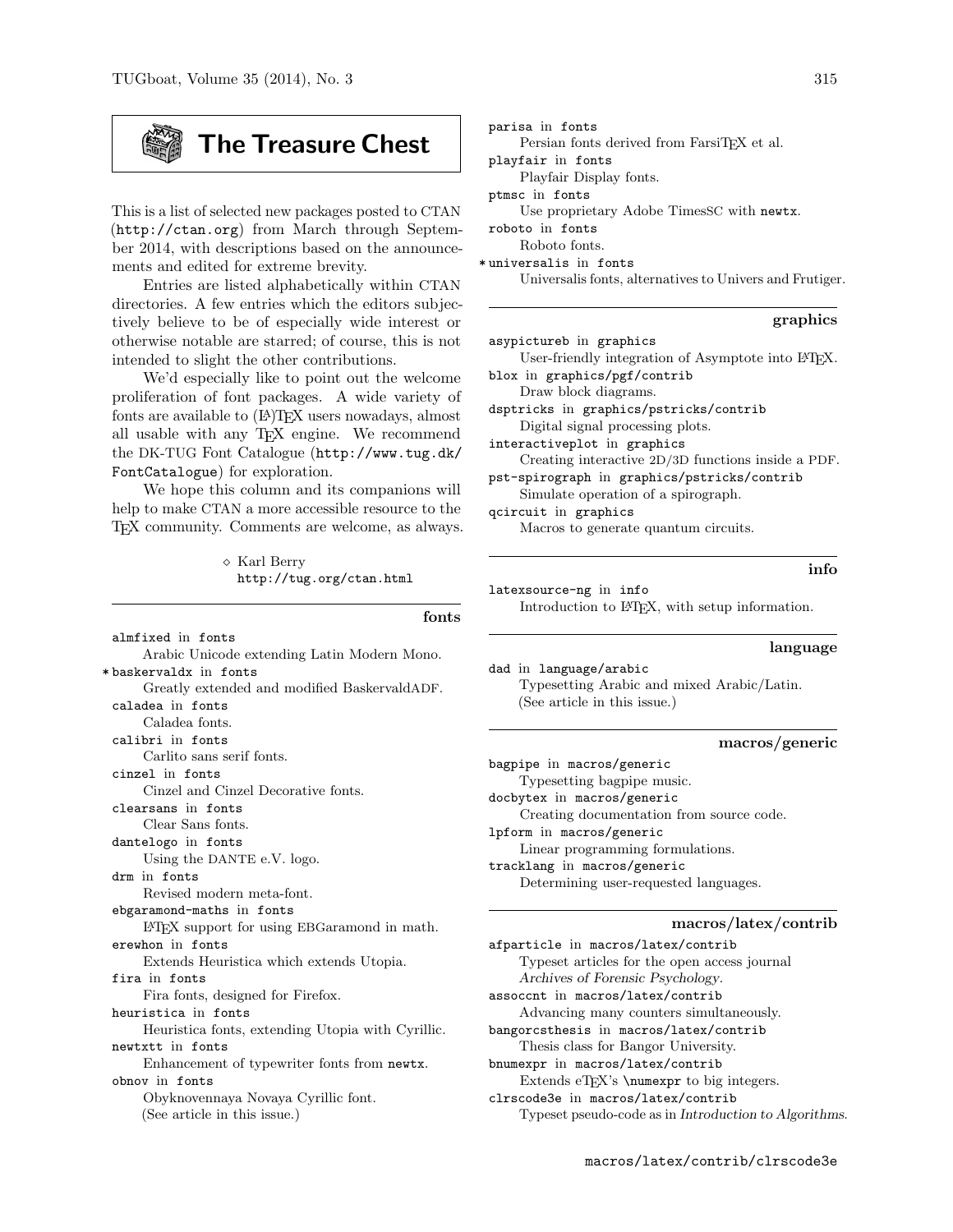# The Treasure Chest

This is a list of selected new packages posted to CTAN (http://ctan.org) from March through September 2014, with descriptions based on the announcements and edited for extreme brevity.

Entries are listed alphabetically within CTAN directories. A few entries which the editors subjectively believe to be of especially wide interest or otherwise notable are starred; of course, this is not intended to slight the other contributions.

We'd especially like to point out the welcome proliferation of font packages. A wide variety of fonts are available to (LA)TEX users nowadays, almost all usable with any TEX engine. We recommend the DK-TUG Font Catalogue (http://www.tug.dk/FontCatalogue) for exploration.

We hope this column and its companions will help to make CTAN a more accessible resource to the TEX community. Comments are welcome, as always.

◇ Karl Berry
http://tug.org/ctan.html

## fonts

`almfixed` in `fonts`
: Arabic Unicode extending Latin Modern Mono.

* `baskervaldx` in `fonts`
: Greatly extended and modified BaskervaldADF.

`caladea` in `fonts`
: Caladea fonts.

`calibri` in `fonts`
: Carlito sans serif fonts.

`cinzel` in `fonts`
: Cinzel and Cinzel Decorative fonts.

`clearsans` in `fonts`
: Clear Sans fonts.

`dantelogo` in `fonts`
: Using the DANTE e.V. logo.

`drm` in `fonts`
: Revised modern meta-font.

`ebgaramond-maths` in `fonts`
: LATEX support for using EBGaramond in math.

`erewhon` in `fonts`
: Extends Heuristica which extends Utopia.

`fira` in `fonts`
: Fira fonts, designed for Firefox.

`heuristica` in `fonts`
: Heuristica fonts, extending Utopia with Cyrillic.

`newtxtt` in `fonts`
: Enhancement of typewriter fonts from `newtx`.

`obnov` in `fonts`
: Obyknovennaya Novaya Cyrillic font. (See article in this issue.)

`parisa` in `fonts`
: Persian fonts derived from FarsiTEX et al.

`playfair` in `fonts`
: Playfair Display fonts.

`ptmsc` in `fonts`
: Use proprietary Adobe TimesSC with `newtx`.

`roboto` in `fonts`
: Roboto fonts.

* `universalis` in `fonts`
: Universalis fonts, alternatives to Univers and Frutiger.

## graphics

`asypictureb` in `graphics`
: User-friendly integration of Asymptote into LATEX.

`blox` in `graphics/pgf/contrib`
: Draw block diagrams.

`dsptricks` in `graphics/pstricks/contrib`
: Digital signal processing plots.

`interactiveplot` in `graphics`
: Creating interactive 2D/3D functions inside a PDF.

`pst-spirograph` in `graphics/pstricks/contrib`
: Simulate operation of a spirograph.

`qcircuit` in `graphics`
: Macros to generate quantum circuits.

## info

`latexsource-ng` in `info`
: Introduction to LATEX, with setup information.

## language

`dad` in `language/arabic`
: Typesetting Arabic and mixed Arabic/Latin. (See article in this issue.)

## macros/generic

`bagpipe` in `macros/generic`
: Typesetting bagpipe music.

`docbytex` in `macros/generic`
: Creating documentation from source code.

`lpform` in `macros/generic`
: Linear programming formulations.

`tracklang` in `macros/generic`
: Determining user-requested languages.

## macros/latex/contrib

`afparticle` in `macros/latex/contrib`
: Typeset articles for the open access journal *Archives of Forensic Psychology*.

`assoccnt` in `macros/latex/contrib`
: Advancing many counters simultaneously.

`bangorcsthesis` in `macros/latex/contrib`
: Thesis class for Bangor University.

`bnumexpr` in `macros/latex/contrib`
: Extends eTEX's `\numexpr` to big integers.

`clrscode3e` in `macros/latex/contrib`
: Typeset pseudo-code as in *Introduction to Algorithms*.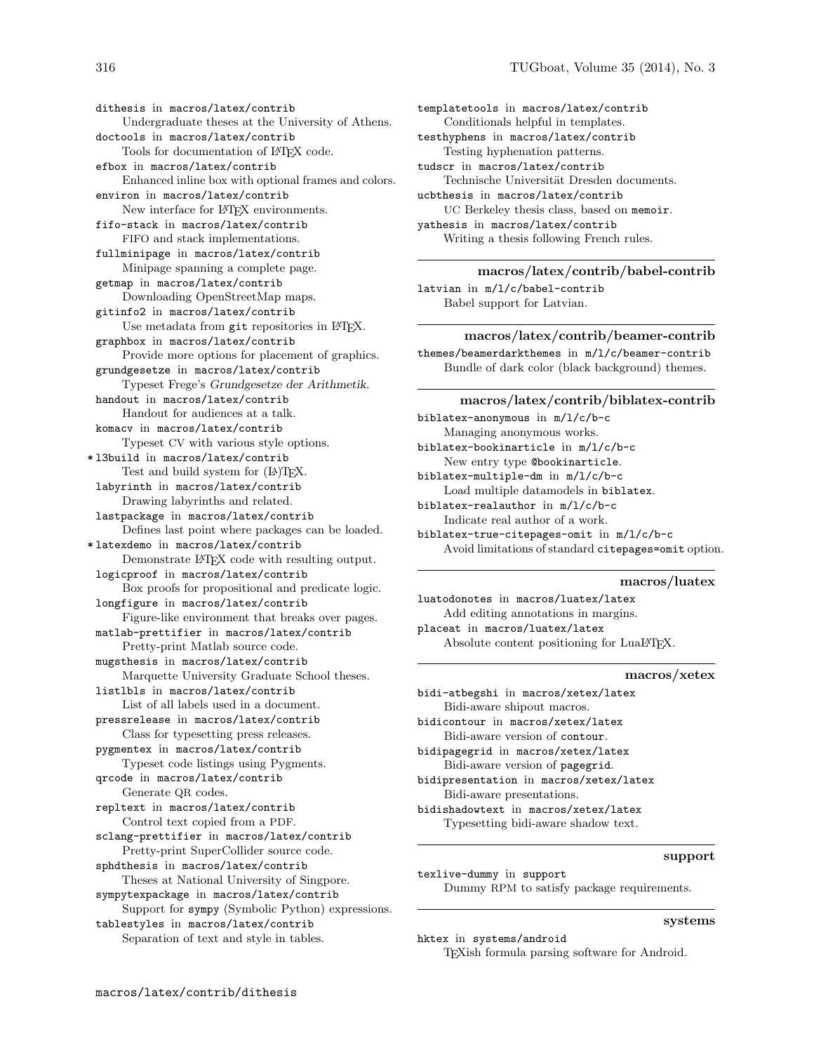dithesis in macros/latex/contrib
  Undergraduate theses at the University of Athens.

doctools in macros/latex/contrib
  Tools for documentation of LaTeX code.

efbox in macros/latex/contrib
  Enhanced inline box with optional frames and colors.

environ in macros/latex/contrib
  New interface for LaTeX environments.

fifo-stack in macros/latex/contrib
  FIFO and stack implementations.

fullminipage in macros/latex/contrib
  Minipage spanning a complete page.

getmap in macros/latex/contrib
  Downloading OpenStreetMap maps.

gitinfo2 in macros/latex/contrib
  Use metadata from git repositories in LaTeX.

graphbox in macros/latex/contrib
  Provide more options for placement of graphics.

grundgesetze in macros/latex/contrib
  Typeset Frege's *Grundgesetze der Arithmetik*.

handout in macros/latex/contrib
  Handout for audiences at a talk.

komacv in macros/latex/contrib
  Typeset CV with various style options.

\* l3build in macros/latex/contrib
  Test and build system for (LA)TeX.

labyrinth in macros/latex/contrib
  Drawing labyrinths and related.

lastpackage in macros/latex/contrib
  Defines last point where packages can be loaded.

\* latexdemo in macros/latex/contrib
  Demonstrate LaTeX code with resulting output.

logicproof in macros/latex/contrib
  Box proofs for propositional and predicate logic.

longfigure in macros/latex/contrib
  Figure-like environment that breaks over pages.

matlab-prettifier in macros/latex/contrib
  Pretty-print Matlab source code.

mugsthesis in macros/latex/contrib
  Marquette University Graduate School theses.

listlbls in macros/latex/contrib
  List of all labels used in a document.

pressrelease in macros/latex/contrib
  Class for typesetting press releases.

pygmentex in macros/latex/contrib
  Typeset code listings using Pygments.

qrcode in macros/latex/contrib
  Generate QR codes.

repltext in macros/latex/contrib
  Control text copied from a PDF.

sclang-prettifier in macros/latex/contrib
  Pretty-print SuperCollider source code.

sphdthesis in macros/latex/contrib
  Theses at National University of Singpore.

sympytexpackage in macros/latex/contrib
  Support for sympy (Symbolic Python) expressions.

tablestyles in macros/latex/contrib
  Separation of text and style in tables.

templatetools in macros/latex/contrib
  Conditionals helpful in templates.

testhyphens in macros/latex/contrib
  Testing hyphenation patterns.

tudscr in macros/latex/contrib
  Technische Universität Dresden documents.

ucbthesis in macros/latex/contrib
  UC Berkeley thesis class, based on memoir.

yathesis in macros/latex/contrib
  Writing a thesis following French rules.

### macros/latex/contrib/babel-contrib

latvian in m/l/c/babel-contrib
  Babel support for Latvian.

### macros/latex/contrib/beamer-contrib

themes/beamerdarkthemes in m/l/c/beamer-contrib
  Bundle of dark color (black background) themes.

### macros/latex/contrib/biblatex-contrib

biblatex-anonymous in m/l/c/b-c
  Managing anonymous works.

biblatex-bookinarticle in m/l/c/b-c
  New entry type @bookinarticle.

biblatex-multiple-dm in m/l/c/b-c
  Load multiple datamodels in biblatex.

biblatex-realauthor in m/l/c/b-c
  Indicate real author of a work.

biblatex-true-citepages-omit in m/l/c/b-c
  Avoid limitations of standard citepages=omit option.

### macros/luatex

luatodonotes in macros/luatex/latex
  Add editing annotations in margins.

placeat in macros/luatex/latex
  Absolute content positioning for LuaLaTeX.

### macros/xetex

bidi-atbegshi in macros/xetex/latex
  Bidi-aware shipout macros.

bidicontour in macros/xetex/latex
  Bidi-aware version of contour.

bidipagegrid in macros/xetex/latex
  Bidi-aware version of pagegrid.

bidipresentation in macros/xetex/latex
  Bidi-aware presentations.

bidishadowtext in macros/xetex/latex
  Typesetting bidi-aware shadow text.

### support

texlive-dummy in support
  Dummy RPM to satisfy package requirements.

### systems

hktex in systems/android
  TeXish formula parsing software for Android.

macros/latex/contrib/dithesis